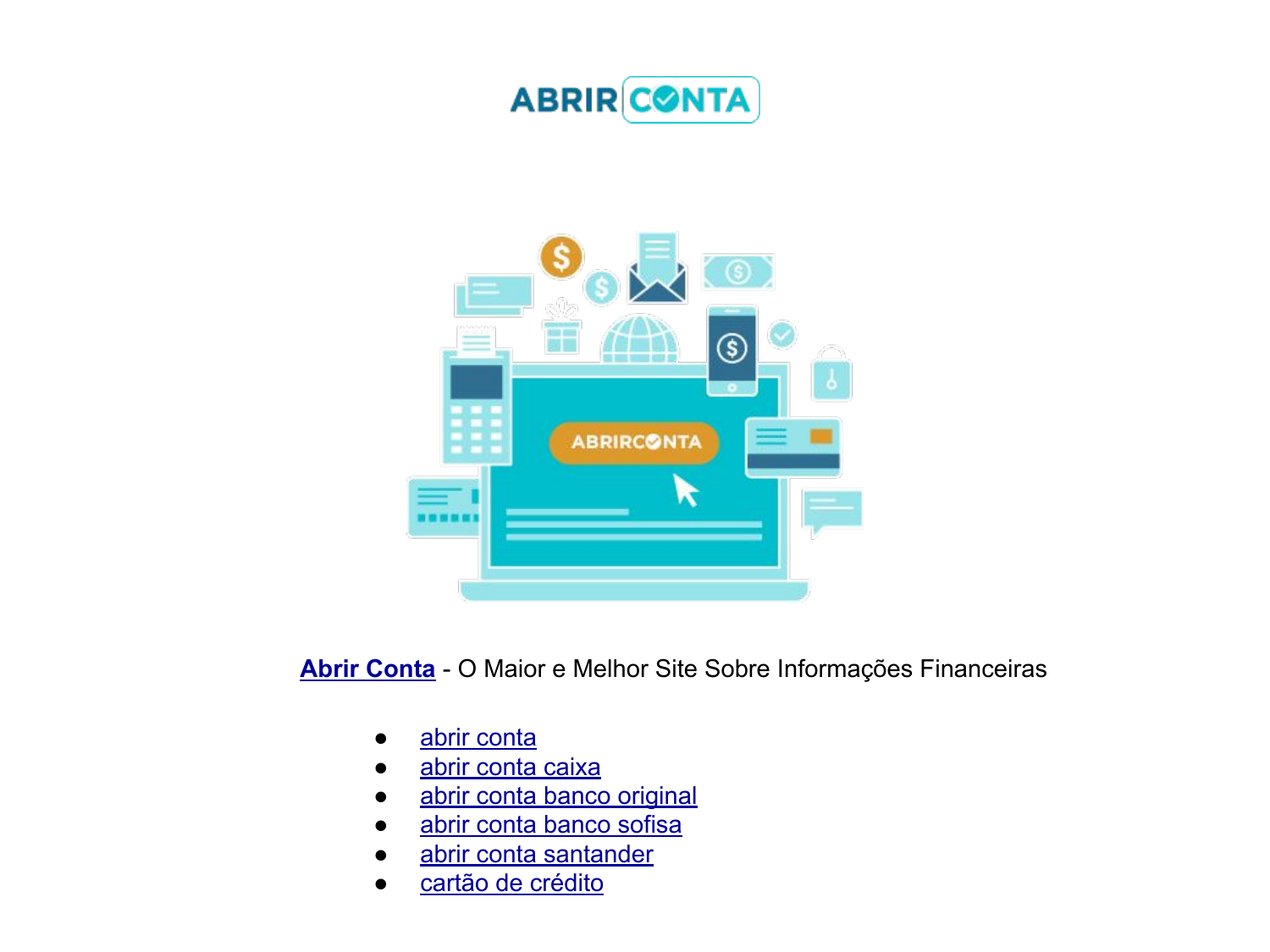**Abrir Conta** - O Maior e Melhor Site Sobre Informações Financeiras

- abrir conta
- abrir conta caixa
- abrir conta banco original
- abrir conta banco sofisa
- abrir conta santander
- cartão de crédito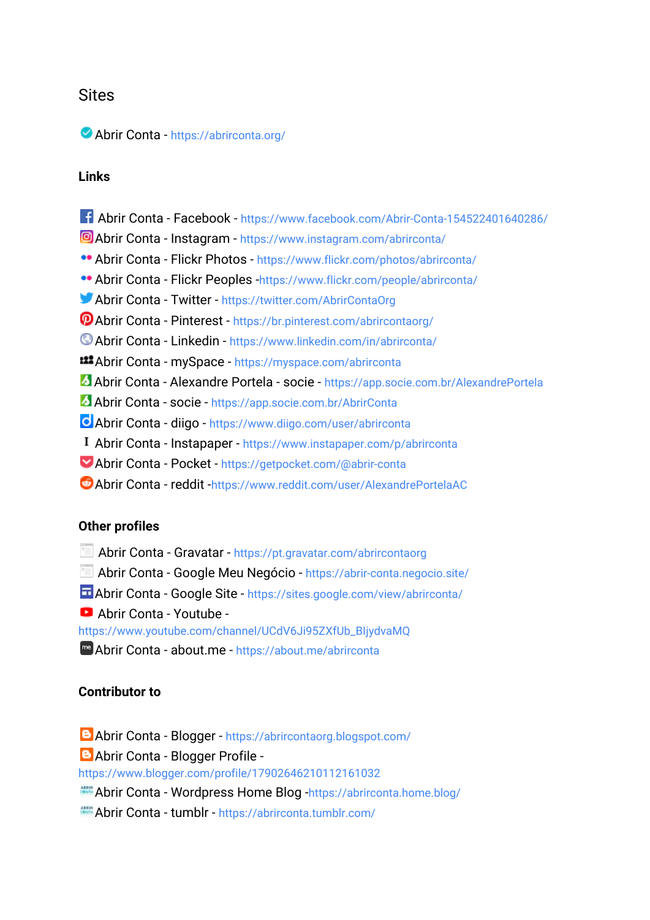# Sites

Abrir Conta - https://abrirconta.org/

**Links**

Abrir Conta - Facebook - https://www.facebook.com/Abrir-Conta-154522401640286/
Abrir Conta - Instagram - https://www.instagram.com/abrirconta/
Abrir Conta - Flickr Photos - https://www.flickr.com/photos/abrirconta/
Abrir Conta - Flickr Peoples -https://www.flickr.com/people/abrirconta/
Abrir Conta - Twitter - https://twitter.com/AbrirContaOrg
Abrir Conta - Pinterest - https://br.pinterest.com/abrircontaorg/
Abrir Conta - Linkedin - https://www.linkedin.com/in/abrirconta/
Abrir Conta - mySpace - https://myspace.com/abrirconta
Abrir Conta - Alexandre Portela - socie - https://app.socie.com.br/AlexandrePortela
Abrir Conta - socie - https://app.socie.com.br/AbrirConta
Abrir Conta - diigo - https://www.diigo.com/user/abrirconta
Abrir Conta - Instapaper - https://www.instapaper.com/p/abrirconta
Abrir Conta - Pocket - https://getpocket.com/@abrir-conta
Abrir Conta - reddit -https://www.reddit.com/user/AlexandrePortelaAC

**Other profiles**

Abrir Conta - Gravatar - https://pt.gravatar.com/abrircontaorg
Abrir Conta - Google Meu Negócio - https://abrir-conta.negocio.site/
Abrir Conta - Google Site - https://sites.google.com/view/abrirconta/
Abrir Conta - Youtube - https://www.youtube.com/channel/UCdV6Ji95ZXfUb_BljydvaMQ
Abrir Conta - about.me - https://about.me/abrirconta

**Contributor to**

Abrir Conta - Blogger - https://abrircontaorg.blogspot.com/
Abrir Conta - Blogger Profile - https://www.blogger.com/profile/17902646210112161032
Abrir Conta - Wordpress Home Blog -https://abrirconta.home.blog/
Abrir Conta - tumblr - https://abrirconta.tumblr.com/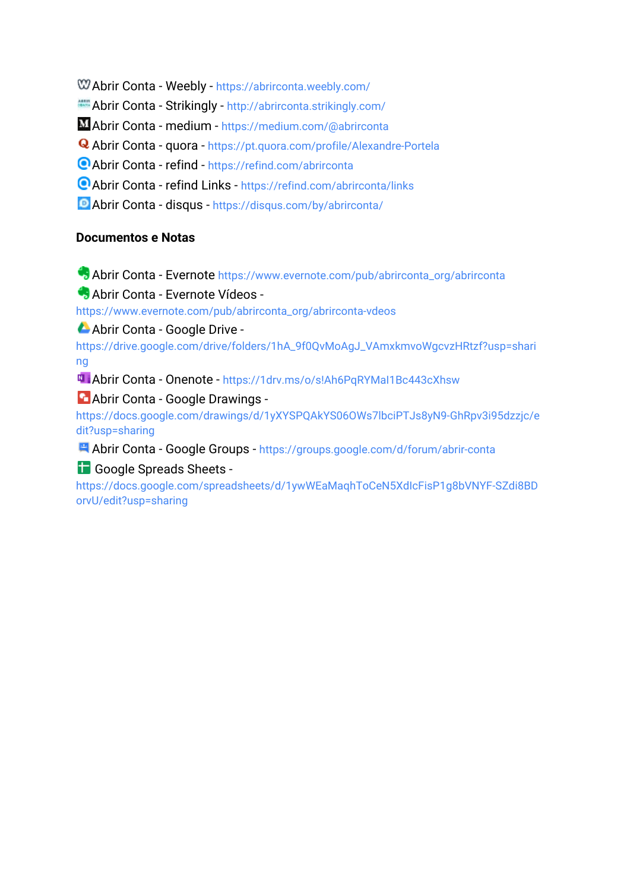Abrir Conta - Weebly - https://abrirconta.weebly.com/
Abrir Conta - Strikingly - http://abrirconta.strikingly.com/
Abrir Conta - medium - https://medium.com/@abrirconta
Abrir Conta - quora - https://pt.quora.com/profile/Alexandre-Portela
Abrir Conta - refind - https://refind.com/abrirconta
Abrir Conta - refind Links - https://refind.com/abrirconta/links
Abrir Conta - disqus - https://disqus.com/by/abrirconta/

**Documentos e Notas**

Abrir Conta - Evernote https://www.evernote.com/pub/abrirconta_org/abrirconta
Abrir Conta - Evernote Vídeos - https://www.evernote.com/pub/abrirconta_org/abrirconta-vdeos
Abrir Conta - Google Drive - https://drive.google.com/drive/folders/1hA_9f0QvMoAgJ_VAmxkmvoWgcvzHRtzf?usp=sharing
Abrir Conta - Onenote - https://1drv.ms/o/s!Ah6PqRYMal1Bc443cXhsw
Abrir Conta - Google Drawings - https://docs.google.com/drawings/d/1yXYSPQAkYS06OWs7lbciPTJs8yN9-GhRpv3i95dzzjc/edit?usp=sharing
Abrir Conta - Google Groups - https://groups.google.com/d/forum/abrir-conta
Google Spreads Sheets - https://docs.google.com/spreadsheets/d/1ywWEaMaqhToCeN5XdlcFisP1g8bVNYF-SZdi8BDorvU/edit?usp=sharing